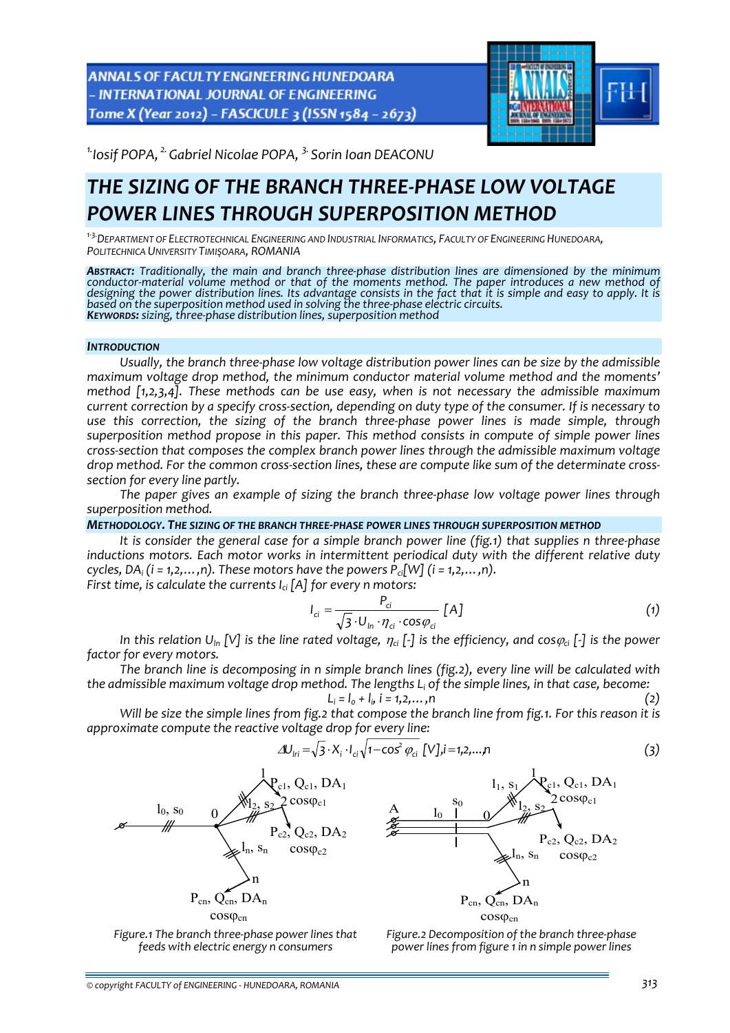[1.]Iosif POPA, [2.]Gabriel Nicolae POPA, [3.]Sorin Ioan DEACONU

# THE SIZING OF THE BRANCH THREE-PHASE LOW VOLTAGE POWER LINES THROUGH SUPERPOSITION METHOD

[1-3.]DEPARTMENT OF ELECTROTECHNICAL ENGINEERING AND INDUSTRIAL INFORMATICS, FACULTY OF ENGINEERING HUNEDOARA, POLITECHNICA UNIVERSITY TIMIŞOARA, ROMANIA

***ABSTRACT:*** *Traditionally, the main and branch three-phase distribution lines are dimensioned by the minimum conductor-material volume method or that of the moments method. The paper introduces a new method of designing the power distribution lines. Its advantage consists in the fact that it is simple and easy to apply. It is based on the superposition method used in solving the three-phase electric circuits.*
***KEYWORDS:*** *sizing, three-phase distribution lines, superposition method*

## INTRODUCTION

*Usually, the branch three-phase low voltage distribution power lines can be size by the admissible maximum voltage drop method, the minimum conductor material volume method and the moments' method [1,2,3,4]. These methods can be use easy, when is not necessary the admissible maximum current correction by a specify cross-section, depending on duty type of the consumer. If is necessary to use this correction, the sizing of the branch three-phase power lines is made simple, through superposition method propose in this paper. This method consists in compute of simple power lines cross-section that composes the complex branch power lines through the admissible maximum voltage drop method. For the common cross-section lines, these are compute like sum of the determinate cross-section for every line partly.*

*The paper gives an example of sizing the branch three-phase low voltage power lines through superposition method.*

## METHODOLOGY. THE SIZING OF THE BRANCH THREE-PHASE POWER LINES THROUGH SUPERPOSITION METHOD

*It is consider the general case for a simple branch power line (fig.1) that supplies n three-phase inductions motors. Each motor works in intermittent periodical duty with the different relative duty cycles, $DA_i$ ($i = 1,2,\dots,n$). These motors have the powers $P_{ci}$[W] ($i = 1,2,\dots,n$).*
*First time, is calculate the currents $I_{ci}$ [A] for every n motors:*

$$I_{ci} = \frac{P_{ci}}{\sqrt{3}\cdot U_{ln}\cdot \eta_{ci}\cdot \cos\varphi_{ci}}\ [A] \tag{1}$$

*In this relation $U_{ln}$ [V] is the line rated voltage, $\eta_{ci}$ [-] is the efficiency, and $\cos\varphi_{ci}$ [-] is the power factor for every motors.*

*The branch line is decomposing in n simple branch lines (fig.2), every line will be calculated with the admissible maximum voltage drop method. The lengths $L_i$ of the simple lines, in that case, become:*

$$L_i = l_0 + l_i,\ i = 1,2,\dots,n \tag{2}$$

*Will be size the simple lines from fig.2 that compose the branch line from fig.1. For this reason it is approximate compute the reactive voltage drop for every line:*

$$\Delta U_{lri} = \sqrt{3}\cdot X_i \cdot I_{ci}\sqrt{1-\cos^2\varphi_{ci}}\ [V], i=1,2,\dots,n \tag{3}$$

*Figure.1 The branch three-phase power lines that feeds with electric energy n consumers*

*Figure.2 Decomposition of the branch three-phase power lines from figure 1 in n simple power lines*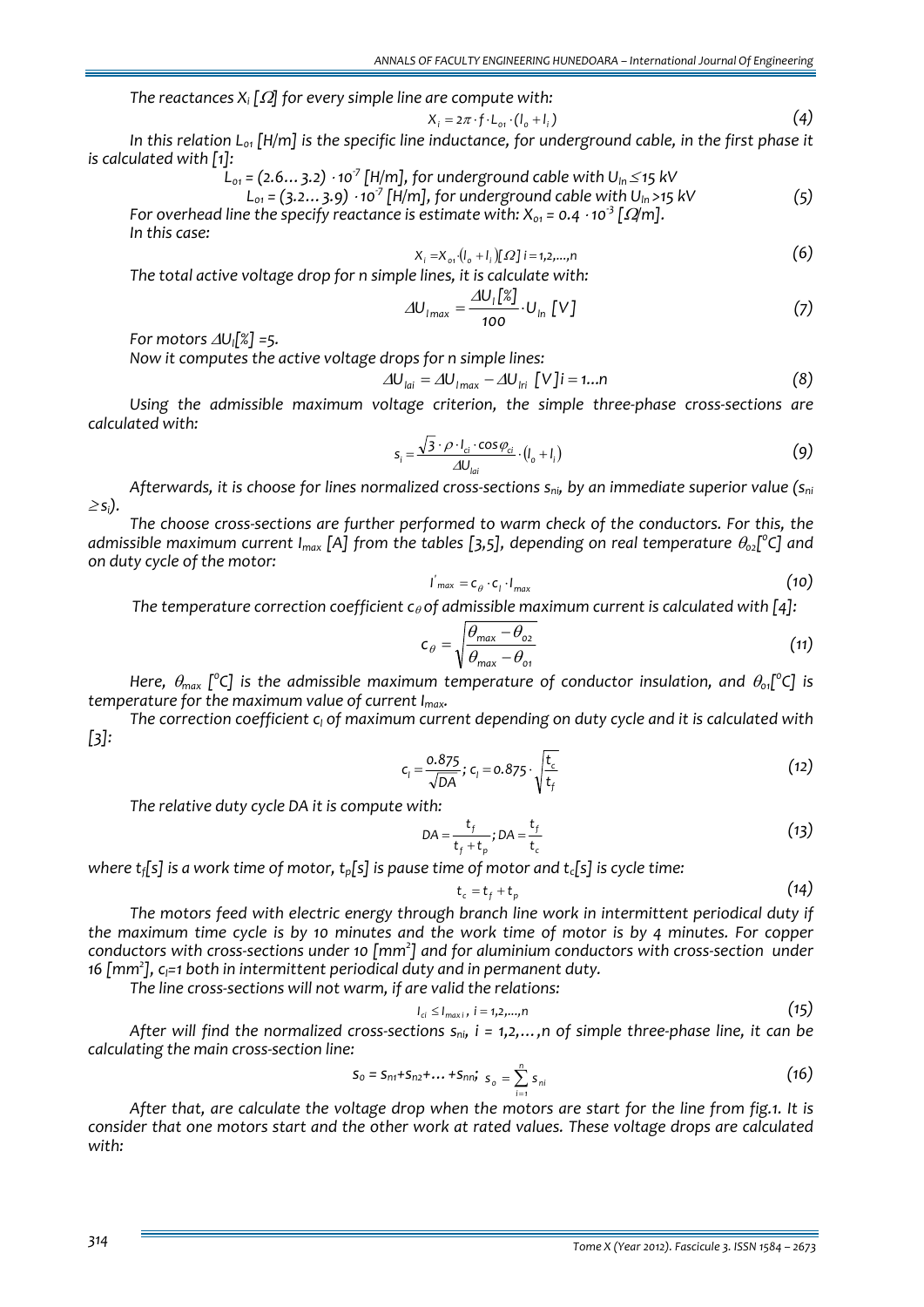The reactances $X_i$ [$\Omega$] for every simple line are compute with:

$$X_i = 2\pi \cdot f \cdot L_{01} \cdot (l_o + l_i) \tag{4}$$

In this relation $L_{01}$ [H/m] is the specific line inductance, for underground cable, in the first phase it is calculated with [1]:

$$L_{01} = (2.6\ldots 3.2)\cdot 10^{-7}\ [\text{H/m}],\ \text{for underground cable with } U_{ln} \leq 15\ \text{kV}$$

$$L_{01} = (3.2\ldots 3.9)\cdot 10^{-7}\ [\text{H/m}],\ \text{for underground cable with } U_{ln} > 15\ \text{kV} \tag{5}$$

For overhead line the specify reactance is estimate with: $X_{01} = 0.4 \cdot 10^{-3}$ [$\Omega$/m].

In this case:

$$X_i = X_{01} \cdot (l_o + l_i)[\Omega]\ i = 1,2,\ldots,n \tag{6}$$

The total active voltage drop for n simple lines, it is calculate with:

$$\Delta U_{l\max} = \frac{\Delta U_l[\%]}{100} \cdot U_{ln}\ [V] \tag{7}$$

For motors $\Delta U_l[\%] = 5$.

Now it computes the active voltage drops for n simple lines:

$$\Delta U_{lai} = \Delta U_{l\max} - \Delta U_{lri}\ [V]\ i = 1\ldots n \tag{8}$$

Using the admissible maximum voltage criterion, the simple three-phase cross-sections are calculated with:

$$s_i = \frac{\sqrt{3} \cdot \rho \cdot I_{ci} \cdot \cos\varphi_{ci}}{\Delta U_{lai}} \cdot (l_o + l_i) \tag{9}$$

Afterwards, it is choose for lines normalized cross-sections $s_{ni}$, by an immediate superior value ($s_{ni} \geq s_i$).

The choose cross-sections are further performed to warm check of the conductors. For this, the admissible maximum current $I_{max}$ [A] from the tables [3,5], depending on real temperature $\theta_{02}$[$^o$C] and on duty cycle of the motor:

$$I'_{max} = c_\theta \cdot c_l \cdot I_{max} \tag{10}$$

The temperature correction coefficient $c_\theta$ of admissible maximum current is calculated with [4]:

$$c_\theta = \sqrt{\frac{\theta_{max} - \theta_{02}}{\theta_{max} - \theta_{01}}} \tag{11}$$

Here, $\theta_{max}$ [$^o$C] is the admissible maximum temperature of conductor insulation, and $\theta_{01}$[$^o$C] is temperature for the maximum value of current $I_{max}$.

The correction coefficient $c_l$ of maximum current depending on duty cycle and it is calculated with [3]:

$$c_l = \frac{0.875}{\sqrt{DA}};\ c_l = 0.875 \cdot \sqrt{\frac{t_c}{t_f}} \tag{12}$$

The relative duty cycle DA it is compute with:

$$DA = \frac{t_f}{t_f + t_p};\ DA = \frac{t_f}{t_c} \tag{13}$$

where $t_f$[s] is a work time of motor, $t_p$[s] is pause time of motor and $t_c$[s] is cycle time:

$$t_c = t_f + t_p \tag{14}$$

The motors feed with electric energy through branch line work in intermittent periodical duty if the maximum time cycle is by 10 minutes and the work time of motor is by 4 minutes. For copper conductors with cross-sections under 10 [mm$^2$] and for aluminium conductors with cross-section under 16 [mm$^2$], $c_l$=1 both in intermittent periodical duty and in permanent duty.

The line cross-sections will not warm, if are valid the relations:

$$I_{ci} \leq I_{max\,i},\ i = 1,2,\ldots,n \tag{15}$$

After will find the normalized cross-sections $s_{ni}$, $i = 1,2,\ldots,n$ of simple three-phase line, it can be calculating the main cross-section line:

$$s_0 = s_{n1} + s_{n2} + \ldots + s_{nn};\ s_o = \sum_{i=1}^{n} s_{ni} \tag{16}$$

After that, are calculate the voltage drop when the motors are start for the line from fig.1. It is consider that one motors start and the other work at rated values. These voltage drops are calculated with: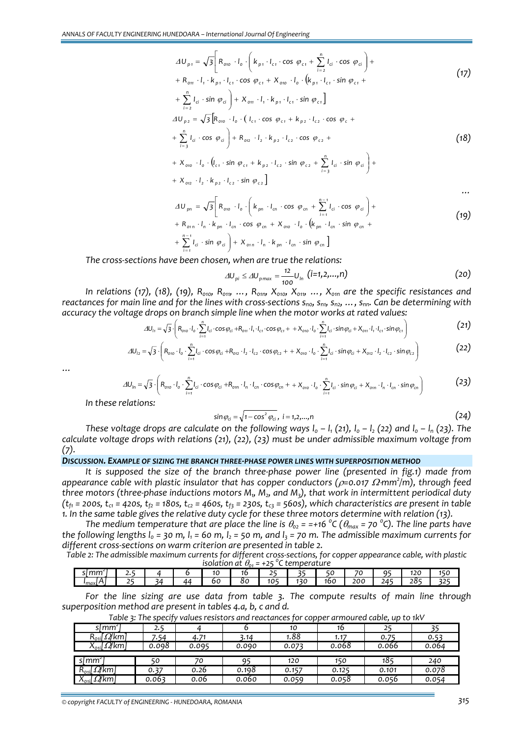$$\Delta U_{p1} = \sqrt{3}\left[ R_{010} \cdot I_o \cdot \left( k_{p1} \cdot I_{c1} \cdot \cos\varphi_{c1} + \sum_{i=2}^{n} I_{ci} \cdot \cos\varphi_{ci} \right) + R_{011} \cdot I_1 \cdot k_{p1} \cdot I_{c1} \cdot \cos\varphi_{c1} + X_{010} \cdot I_o \cdot \left( k_{p1} \cdot I_{c1} \cdot \sin\varphi_{c1} + \sum_{i=2}^{n} I_{ci} \cdot \sin\varphi_{ci} \right) + X_{011} \cdot I_1 \cdot k_{p1} \cdot I_{c1} \cdot \sin\varphi_{c1} \right] \tag{17}$$

$$\Delta U_{p2} = \sqrt{3}\left[ R_{010} \cdot I_o \cdot \left( I_{c1} \cdot \cos\varphi_{c1} + k_{p2} \cdot I_{c2} \cdot \cos\varphi_{c} + \sum_{i=3}^{n} I_{ci} \cdot \cos\varphi_{ci} \right) + R_{012} \cdot I_2 \cdot k_{p2} \cdot I_{c2} \cdot \cos\varphi_{c2} + X_{010} \cdot I_o \cdot \left( I_{c1} \cdot \sin\varphi_{c1} + k_{p2} \cdot I_{c2} \cdot \sin\varphi_{c2} + \sum_{i=3}^{n} I_{ci} \cdot \sin\varphi_{ci} \right) + X_{012} \cdot I_2 \cdot k_{p2} \cdot I_{c2} \cdot \sin\varphi_{c2} \right] \tag{18}$$

...

$$\Delta U_{pn} = \sqrt{3}\left[ R_{010} \cdot I_o \cdot \left( k_{pn} \cdot I_{cn} \cdot \cos\varphi_{cn} + \sum_{i=1}^{n-1} I_{ci} \cdot \cos\varphi_{ci} \right) + R_{01n} \cdot I_n \cdot k_{pn} \cdot I_{cn} \cdot \cos\varphi_{cn} + X_{010} \cdot I_o \cdot \left( k_{pn} \cdot I_{cn} \cdot \sin\varphi_{cn} + \sum_{i=1}^{n-1} I_{ci} \cdot \sin\varphi_{ci} \right) + X_{01n} \cdot I_n \cdot k_{pn} \cdot I_{cn} \cdot \sin\varphi_{cn} \right] \tag{19}$$

*The cross-sections have been chosen, when are true the relations:*

$$\Delta U_{pi} \le \Delta U_{p\max} = \frac{12}{100} U_{ln} \quad (i=1,2,\ldots,n) \tag{20}$$

*In relations (17), (18), (19), $R_{010}$, $R_{011}$, ..., $R_{01n}$, $X_{010}$, $X_{011}$, ..., $X_{01n}$ are the specific resistances and reactances for main line and for the lines with cross-sections $s_{no}$, $s_{n1}$, $s_{n2}$, ..., $s_{nn}$. Can be determining with accuracy the voltage drops on branch simple line when the motor works at rated values:*

$$\Delta U_{l1} = \sqrt{3} \cdot \left( R_{010} \cdot I_o \cdot \sum_{i=1}^{n} I_{ci} \cdot \cos\varphi_{ci} + R_{011} \cdot I_1 \cdot I_{c1} \cdot \cos\varphi_{c1} + + X_{010} \cdot I_o \cdot \sum_{i=1}^{n} I_{ci} \cdot \sin\varphi_{ci} + X_{011} \cdot I_1 \cdot I_{c1} \cdot \sin\varphi_{c1} \right) \tag{21}$$

$$\Delta U_{l2} = \sqrt{3} \cdot \left( R_{010} \cdot I_o \cdot \sum_{i=1}^{n} I_{ci} \cdot \cos\varphi_{ci} + R_{012} \cdot I_2 \cdot I_{c2} \cdot \cos\varphi_{c2} + + X_{010} \cdot I_o \cdot \sum_{i=1}^{n} I_{ci} \cdot \sin\varphi_{ci} + X_{012} \cdot I_2 \cdot I_{c2} \cdot \sin\varphi_{c2} \right) \tag{22}$$

...

$$\Delta U_{ln} = \sqrt{3} \cdot \left( R_{010} \cdot I_o \cdot \sum_{i=1}^{n} I_{ci} \cdot \cos\varphi_{ci} + R_{01n} \cdot I_n \cdot I_{cn} \cdot \cos\varphi_{cn} + + X_{010} \cdot I_o \cdot \sum_{i=1}^{n} I_{ci} \cdot \sin\varphi_{ci} + X_{01n} \cdot I_n \cdot I_{cn} \cdot \sin\varphi_{cn} \right) \tag{23}$$

*In these relations:*

$$\sin\varphi_{ci} = \sqrt{1 - \cos^2\varphi_{ci}}, \; i = 1,2,\ldots,n \tag{24}$$

*These voltage drops are calculate on the following ways $l_0 - l_1$ (21), $l_0 - l_2$ (22) and $l_0 - l_n$ (23). The calculate voltage drops with relations (21), (22), (23) must be under admissible maximum voltage from (7).*

## ***DISCUSSION. EXAMPLE OF SIZING THE BRANCH THREE-PHASE POWER LINES WITH SUPERPOSITION METHOD***

*It is supposed the size of the branch three-phase power line (presented in fig.1) made from appearance cable with plastic insulator that has copper conductors ($\rho$=0.017 $\Omega$·mm$^2$/m), through feed three motors (three-phase inductions motors $M_1$, $M_2$, and $M_3$), that work in intermittent periodical duty ($t_{f1}$ = 200s, $t_{c1}$ = 420s, $t_{f2}$ = 180s, $t_{c2}$ = 460s, $t_{f3}$ = 230s, $t_{c3}$ = 560s), which characteristics are present in table 1. In the same table gives the relative duty cycle for these three motors determine with relation (13).*

*The medium temperature that are place the line is $\theta_{02}$ = +16 °C ($\theta_{max}$ = 70 °C). The line parts have the following lengths $l_0$ = 30 m, $l_1$ = 60 m, $l_2$ = 50 m, and $l_3$ = 70 m. The admissible maximum currents for different cross-sections on warm criterion are presented in table 2.*

*Table 2: The admissible maximum currents for different cross-sections, for copper appearance cable, with plastic isolation at $\theta_{01}$ = +25 °C temperature*

| s[mm$^2$] | 2.5 | 4 | 6 | 10 | 16 | 25 | 35 | 50 | 70 | 95 | 120 | 150 |
|---|---|---|---|---|---|---|---|---|---|---|---|---|
| $I_{max}$[A] | 25 | 34 | 44 | 60 | 80 | 105 | 130 | 160 | 200 | 245 | 285 | 325 |

*For the line sizing are use data from table 3. The compute results of main line through superposition method are present in tables 4.a, b, c and d.*

*Table 3: The specify values resistors and reactances for copper armoured cable, up to 1kV*

| s[mm$^2$] | 2.5 | 4 | 6 | 10 | 16 | 25 | 35 |
|---|---|---|---|---|---|---|---|
| $R_{01i}$[$\Omega$/km] | 7.54 | 4.71 | 3.14 | 1.88 | 1.17 | 0.75 | 0.53 |
| $X_{01i}$[$\Omega$/km] | 0.098 | 0.095 | 0.090 | 0.073 | 0.068 | 0.066 | 0.064 |
| s[mm$^2$] | 50 | 70 | 95 | 120 | 150 | 185 | 240 |
| $R_{01i}$[$\Omega$/km] | 0.37 | 0.26 | 0.198 | 0.157 | 0.125 | 0.101 | 0.078 |
| $X_{01i}$[$\Omega$/km] | 0.063 | 0.06 | 0.060 | 0.059 | 0.058 | 0.056 | 0.054 |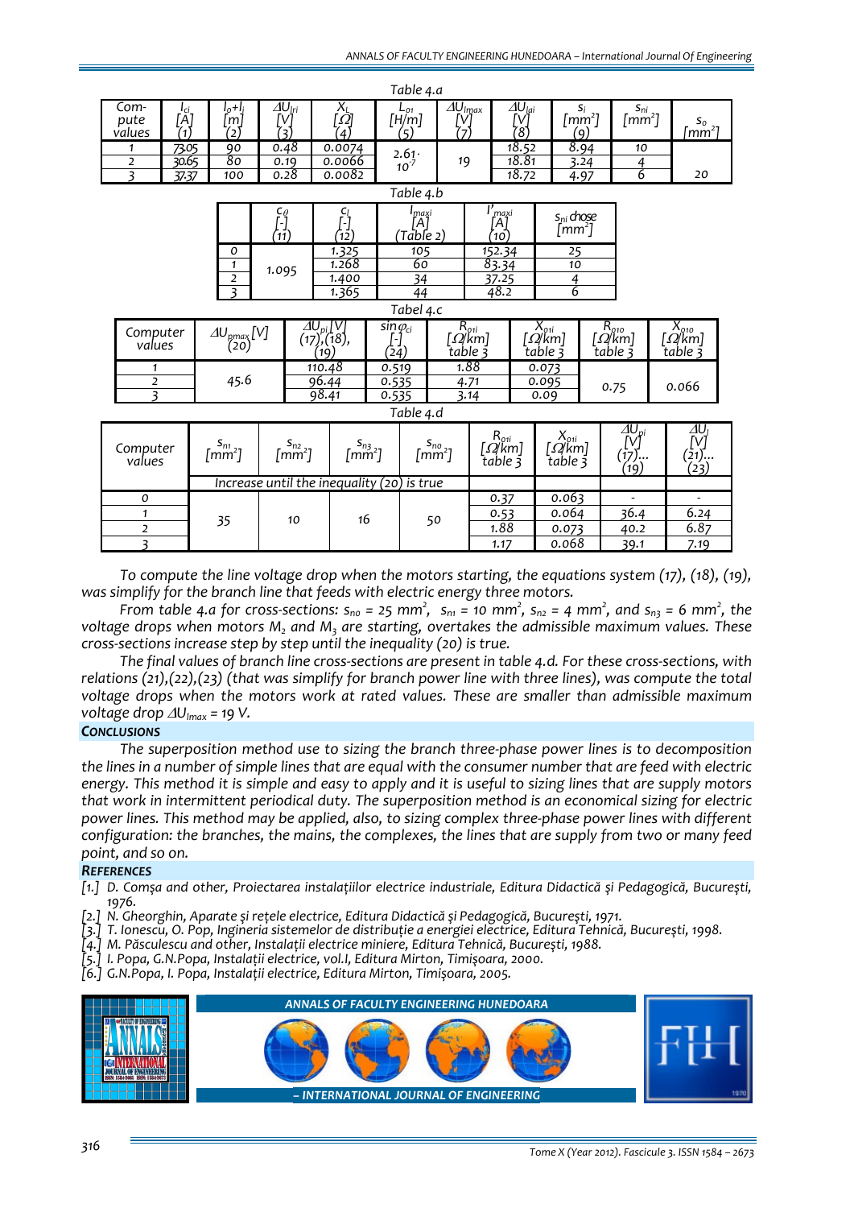Table 4.a

| Com-pute values | $I_{ci}$ [A] (1) | $l_o+l_i$ [m] (2) | $\Delta U_{lri}$ [V] (3) | $X_L$ [Ω] (4) | $L_{01}$ [H/m] (5) | $\Delta U_{lmax}$ [V] (7) | $\Delta U_{lai}$ [V] (8) | $s_i$ [mm²] (9) | $s_{ni}$ [mm²] | $s_o$ [mm²] |
|---|---|---|---|---|---|---|---|---|---|---|
| 1 | 73.05 | 90 | 0.48 | 0.0074 | $2.61\cdot 10^{-7}$ | 19 | 18.52 | 8.94 | 10 | 20 |
| 2 | 30.65 | 80 | 0.19 | 0.0066 | | | 18.81 | 3.24 | 4 | |
| 3 | 37.37 | 100 | 0.28 | 0.0082 | | | 18.72 | 4.97 | 6 | |

Table 4.b

| | $c_\theta$ [-] (11) | $c_L$ [-] (12) | $I_{maxi}$ [A] (Table 2) | $I'_{maxi}$ [A] (10) | $s_{ni}$ chose [mm²] |
|---|---|---|---|---|---|
| 0 | 1.095 | 1.325 | 105 | 152.34 | 25 |
| 1 | | 1.268 | 60 | 83.34 | 10 |
| 2 | | 1.400 | 34 | 37.25 | 4 |
| 3 | | 1.365 | 44 | 48.2 | 6 |

Tabel 4.c

| Computer values | $\Delta U_{pmax}$[V] (20) | $\Delta U_{pi}$ [V] (17),(18),(19) | $\sin\varphi_{ci}$ [-] (24) | $R_{01i}$ [Ω/km] table 3 | $X_{01i}$ [Ω/km] table 3 | $R_{010}$ [Ω/km] table 3 | $X_{010}$ [Ω/km] table 3 |
|---|---|---|---|---|---|---|---|
| 1 | 45.6 | 110.48 | 0.519 | 1.88 | 0.073 | 0.75 | 0.066 |
| 2 | | 96.44 | 0.535 | 4.71 | 0.095 | | |
| 3 | | 98.41 | 0.535 | 3.14 | 0.09 | | |

Table 4.d

| Computer values | $s_{n1}$ [mm²] | $s_{n2}$ [mm²] | $s_{n3}$ [mm²] | $s_{no}$ [mm²] | $R_{01i}$ [Ω/km] table 3 | $X_{01i}$ [Ω/km] table 3 | $\Delta U_{pi}$ [V] (17)...(19) | $\Delta U_l$ [V] (21)...(23) |
|---|---|---|---|---|---|---|---|---|
| | Increase until the inequality (20) is true | | | | | | | |
| 0 | 35 | 10 | 16 | 50 | 0.37 | 0.063 | - | - |
| 1 | | | | | 0.53 | 0.064 | 36.4 | 6.24 |
| 2 | | | | | 1.88 | 0.073 | 40.2 | 6.87 |
| 3 | | | | | 1.17 | 0.068 | 39.1 | 7.19 |

*To compute the line voltage drop when the motors starting, the equations system (17), (18), (19), was simplify for the branch line that feeds with electric energy three motors.*

*From table 4.a for cross-sections: $s_{no}$ = 25 mm², $s_{n1}$ = 10 mm², $s_{n2}$ = 4 mm², and $s_{n3}$ = 6 mm², the voltage drops when motors $M_2$ and $M_3$ are starting, overtakes the admissible maximum values. These cross-sections increase step by step until the inequality (20) is true.*

*The final values of branch line cross-sections are present in table 4.d. For these cross-sections, with relations (21),(22),(23) (that was simplify for branch power line with three lines), was compute the total voltage drops when the motors work at rated values. These are smaller than admissible maximum voltage drop $\Delta U_{lmax}$ = 19 V.*

## CONCLUSIONS

*The superposition method use to sizing the branch three-phase power lines is to decomposition the lines in a number of simple lines that are equal with the consumer number that are feed with electric energy. This method it is simple and easy to apply and it is useful to sizing lines that are supply motors that work in intermittent periodical duty. The superposition method is an economical sizing for electric power lines. This method may be applied, also, to sizing complex three-phase power lines with different configuration: the branches, the mains, the complexes, the lines that are supply from two or many feed point, and so on.*

## REFERENCES

*[1.] D. Comşa and other, Proiectarea instalaţiilor electrice industriale, Editura Didactică şi Pedagogică, Bucureşti, 1976.*
*[2.] N. Gheorghin, Aparate şi reţele electrice, Editura Didactică şi Pedagogică, Bucureşti, 1971.*
*[3.] T. Ionescu, O. Pop, Ingineria sistemelor de distribuţie a energiei electrice, Editura Tehnică, Bucureşti, 1998.*
*[4.] M. Păsculescu and other, Instalaţii electrice miniere, Editura Tehnică, Bucureşti, 1988.*
*[5.] I. Popa, G.N.Popa, Instalaţii electrice, vol.I, Editura Mirton, Timişoara, 2000.*
*[6.] G.N.Popa, I. Popa, Instalaţii electrice, Editura Mirton, Timişoara, 2005.*

ANNALS OF FACULTY ENGINEERING HUNEDOARA
– INTERNATIONAL JOURNAL OF ENGINEERING